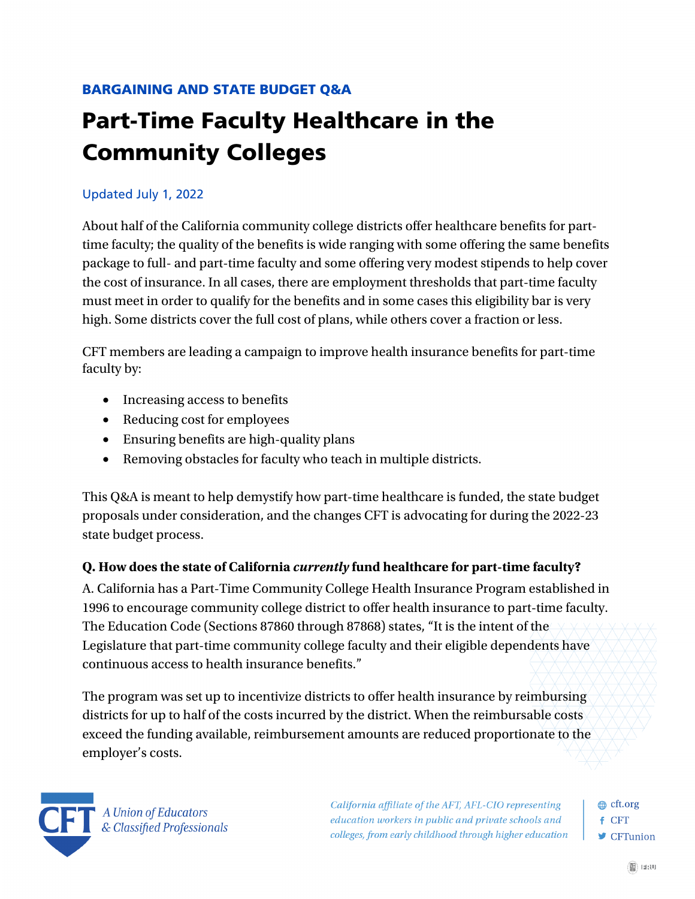BARGAINING AND STATE BUDGET Q&A

# Part-Time Faculty Healthcare in the Community Colleges

Updated July 1, 2022

About half of the California community college districts offer healthcare benefits for part-time faculty; the quality of the benefits is wide ranging with some offering the same benefits package to full- and part-time faculty and some offering very modest stipends to help cover the cost of insurance. In all cases, there are employment thresholds that part-time faculty must meet in order to qualify for the benefits and in some cases this eligibility bar is very high. Some districts cover the full cost of plans, while others cover a fraction or less.

CFT members are leading a campaign to improve health insurance benefits for part-time faculty by:

- Increasing access to benefits
- Reducing cost for employees
- Ensuring benefits are high-quality plans
- Removing obstacles for faculty who teach in multiple districts.

This Q&A is meant to help demystify how part-time healthcare is funded, the state budget proposals under consideration, and the changes CFT is advocating for during the 2022-23 state budget process.

**Q. How does the state of California *currently* fund healthcare for part-time faculty?**

A. California has a Part-Time Community College Health Insurance Program established in 1996 to encourage community college district to offer health insurance to part-time faculty. The Education Code (Sections 87860 through 87868) states, "It is the intent of the Legislature that part-time community college faculty and their eligible dependents have continuous access to health insurance benefits."

The program was set up to incentivize districts to offer health insurance by reimbursing districts for up to half of the costs incurred by the district. When the reimbursable costs exceed the funding available, reimbursement amounts are reduced proportionate to the employer's costs.

CFT — A Union of Educators & Classified Professionals

*California affiliate of the AFT, AFL-CIO representing education workers in public and private schools and colleges, from early childhood through higher education*

cft.org | CFT | CFTunion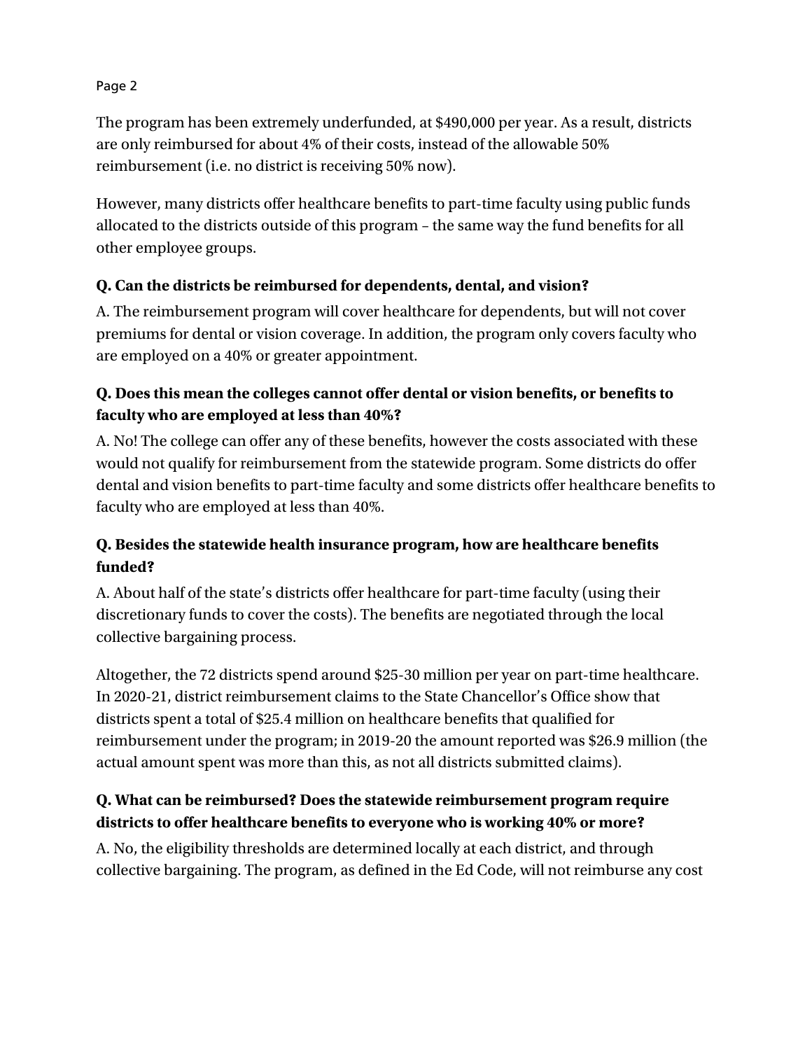The program has been extremely underfunded, at $490,000 per year. As a result, districts are only reimbursed for about 4% of their costs, instead of the allowable 50% reimbursement (i.e. no district is receiving 50% now).

However, many districts offer healthcare benefits to part-time faculty using public funds allocated to the districts outside of this program – the same way the fund benefits for all other employee groups.

**Q. Can the districts be reimbursed for dependents, dental, and vision?**

A. The reimbursement program will cover healthcare for dependents, but will not cover premiums for dental or vision coverage. In addition, the program only covers faculty who are employed on a 40% or greater appointment.

**Q. Does this mean the colleges cannot offer dental or vision benefits, or benefits to faculty who are employed at less than 40%?**

A. No! The college can offer any of these benefits, however the costs associated with these would not qualify for reimbursement from the statewide program. Some districts do offer dental and vision benefits to part-time faculty and some districts offer healthcare benefits to faculty who are employed at less than 40%.

**Q. Besides the statewide health insurance program, how are healthcare benefits funded?**

A. About half of the state's districts offer healthcare for part-time faculty (using their discretionary funds to cover the costs). The benefits are negotiated through the local collective bargaining process.

Altogether, the 72 districts spend around $25-30 million per year on part-time healthcare. In 2020-21, district reimbursement claims to the State Chancellor's Office show that districts spent a total of $25.4 million on healthcare benefits that qualified for reimbursement under the program; in 2019-20 the amount reported was $26.9 million (the actual amount spent was more than this, as not all districts submitted claims).

**Q. What can be reimbursed? Does the statewide reimbursement program require districts to offer healthcare benefits to everyone who is working 40% or more?**

A. No, the eligibility thresholds are determined locally at each district, and through collective bargaining. The program, as defined in the Ed Code, will not reimburse any cost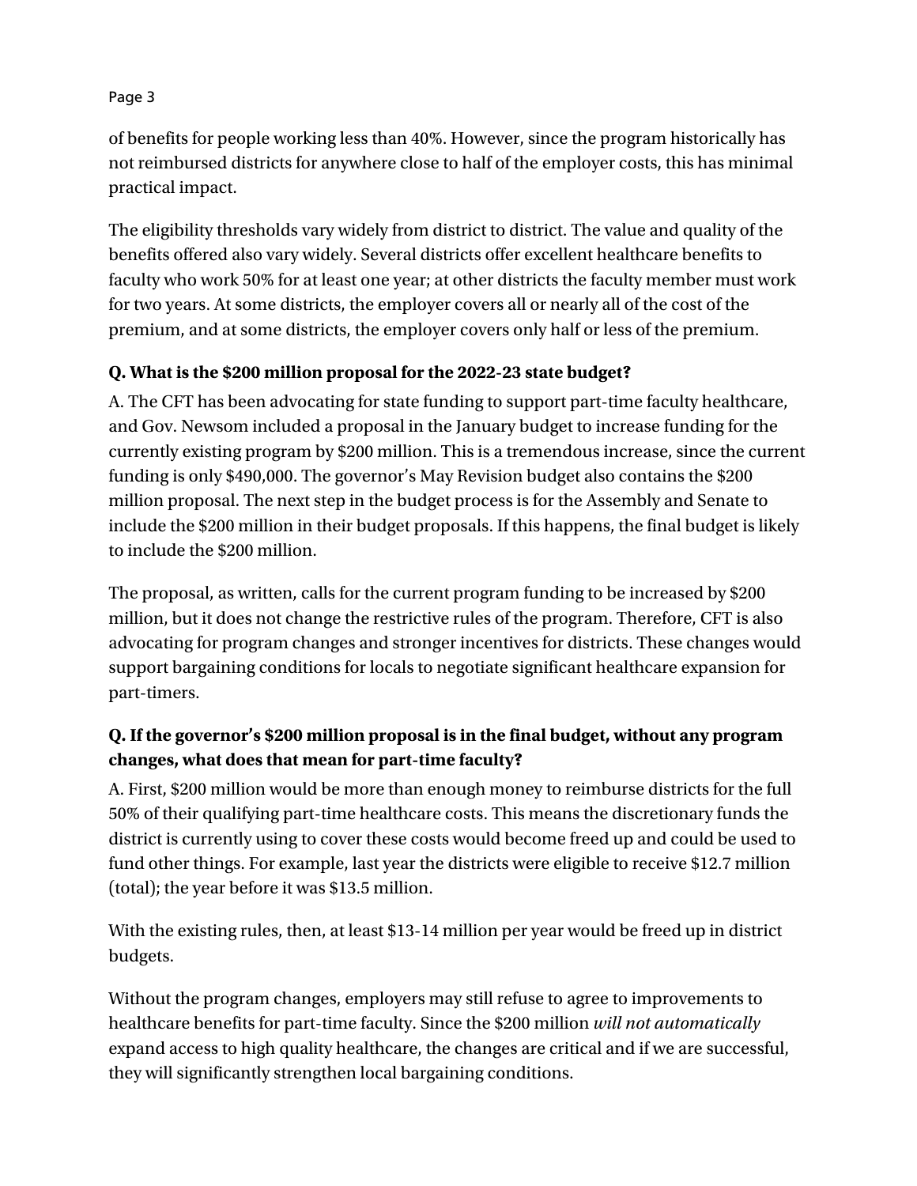of benefits for people working less than 40%. However, since the program historically has not reimbursed districts for anywhere close to half of the employer costs, this has minimal practical impact.

The eligibility thresholds vary widely from district to district. The value and quality of the benefits offered also vary widely. Several districts offer excellent healthcare benefits to faculty who work 50% for at least one year; at other districts the faculty member must work for two years. At some districts, the employer covers all or nearly all of the cost of the premium, and at some districts, the employer covers only half or less of the premium.

**Q. What is the $200 million proposal for the 2022-23 state budget?**

A. The CFT has been advocating for state funding to support part-time faculty healthcare, and Gov. Newsom included a proposal in the January budget to increase funding for the currently existing program by $200 million. This is a tremendous increase, since the current funding is only $490,000. The governor's May Revision budget also contains the $200 million proposal. The next step in the budget process is for the Assembly and Senate to include the $200 million in their budget proposals. If this happens, the final budget is likely to include the $200 million.

The proposal, as written, calls for the current program funding to be increased by $200 million, but it does not change the restrictive rules of the program. Therefore, CFT is also advocating for program changes and stronger incentives for districts. These changes would support bargaining conditions for locals to negotiate significant healthcare expansion for part-timers.

**Q. If the governor's $200 million proposal is in the final budget, without any program changes, what does that mean for part-time faculty?**

A. First, $200 million would be more than enough money to reimburse districts for the full 50% of their qualifying part-time healthcare costs. This means the discretionary funds the district is currently using to cover these costs would become freed up and could be used to fund other things. For example, last year the districts were eligible to receive $12.7 million (total); the year before it was $13.5 million.

With the existing rules, then, at least $13-14 million per year would be freed up in district budgets.

Without the program changes, employers may still refuse to agree to improvements to healthcare benefits for part-time faculty. Since the $200 million *will not automatically* expand access to high quality healthcare, the changes are critical and if we are successful, they will significantly strengthen local bargaining conditions.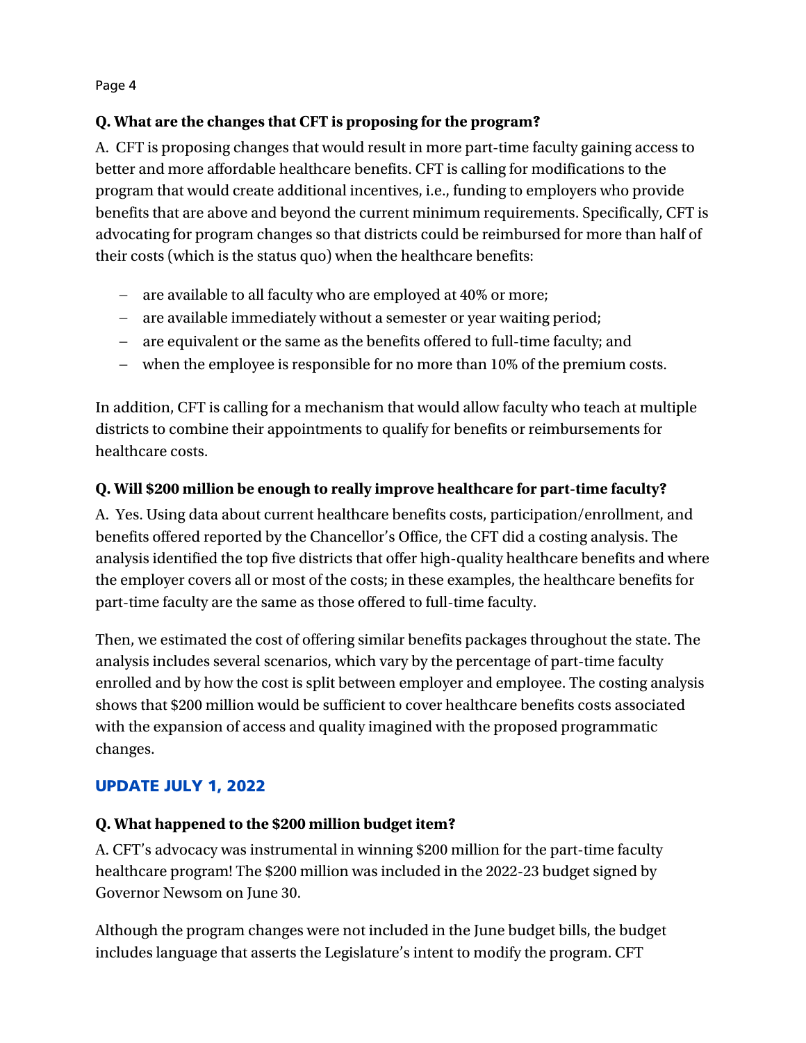**Q. What are the changes that CFT is proposing for the program?**

A. CFT is proposing changes that would result in more part-time faculty gaining access to better and more affordable healthcare benefits. CFT is calling for modifications to the program that would create additional incentives, i.e., funding to employers who provide benefits that are above and beyond the current minimum requirements. Specifically, CFT is advocating for program changes so that districts could be reimbursed for more than half of their costs (which is the status quo) when the healthcare benefits:

- are available to all faculty who are employed at 40% or more;
- are available immediately without a semester or year waiting period;
- are equivalent or the same as the benefits offered to full-time faculty; and
- when the employee is responsible for no more than 10% of the premium costs.

In addition, CFT is calling for a mechanism that would allow faculty who teach at multiple districts to combine their appointments to qualify for benefits or reimbursements for healthcare costs.

**Q. Will $200 million be enough to really improve healthcare for part-time faculty?**

A. Yes. Using data about current healthcare benefits costs, participation/enrollment, and benefits offered reported by the Chancellor's Office, the CFT did a costing analysis. The analysis identified the top five districts that offer high-quality healthcare benefits and where the employer covers all or most of the costs; in these examples, the healthcare benefits for part-time faculty are the same as those offered to full-time faculty.

Then, we estimated the cost of offering similar benefits packages throughout the state. The analysis includes several scenarios, which vary by the percentage of part-time faculty enrolled and by how the cost is split between employer and employee. The costing analysis shows that $200 million would be sufficient to cover healthcare benefits costs associated with the expansion of access and quality imagined with the proposed programmatic changes.

## UPDATE JULY 1, 2022

**Q. What happened to the $200 million budget item?**

A. CFT's advocacy was instrumental in winning $200 million for the part-time faculty healthcare program! The $200 million was included in the 2022-23 budget signed by Governor Newsom on June 30.

Although the program changes were not included in the June budget bills, the budget includes language that asserts the Legislature's intent to modify the program. CFT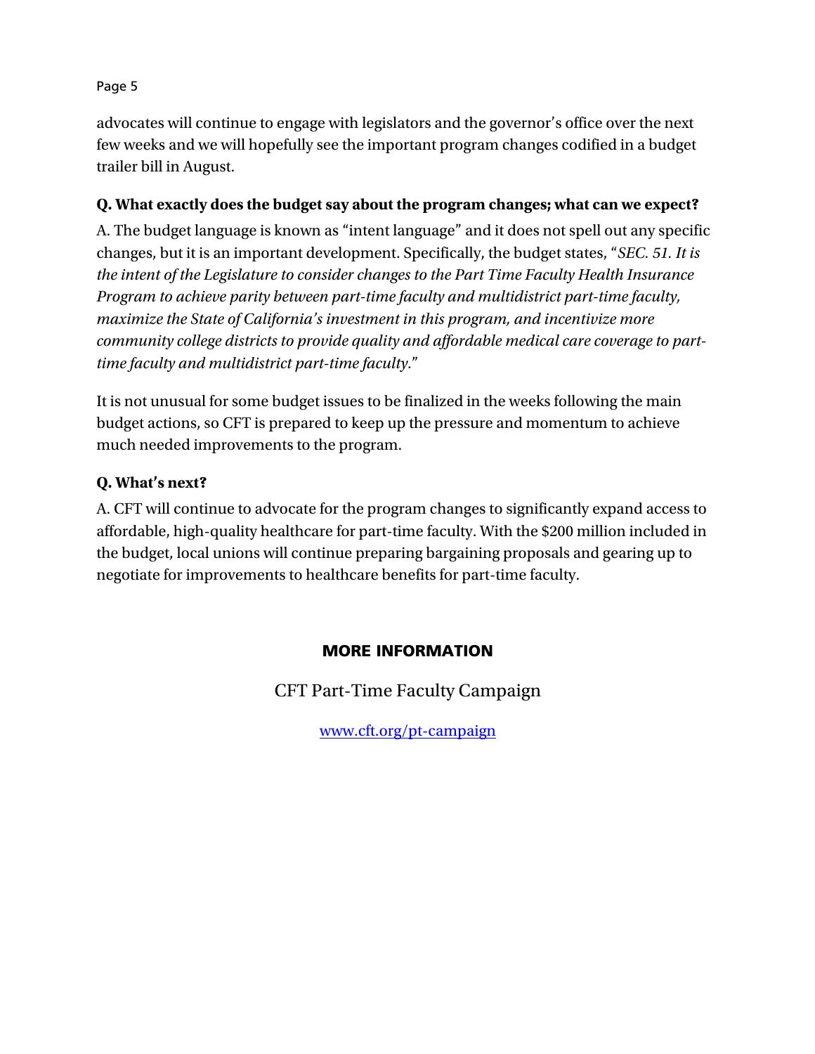advocates will continue to engage with legislators and the governor's office over the next few weeks and we will hopefully see the important program changes codified in a budget trailer bill in August.

**Q. What exactly does the budget say about the program changes; what can we expect?**

A. The budget language is known as "intent language" and it does not spell out any specific changes, but it is an important development. Specifically, the budget states, "*SEC. 51. It is the intent of the Legislature to consider changes to the Part Time Faculty Health Insurance Program to achieve parity between part-time faculty and multidistrict part-time faculty, maximize the State of California's investment in this program, and incentivize more community college districts to provide quality and affordable medical care coverage to part-time faculty and multidistrict part-time faculty*."

It is not unusual for some budget issues to be finalized in the weeks following the main budget actions, so CFT is prepared to keep up the pressure and momentum to achieve much needed improvements to the program.

**Q. What's next?**

A. CFT will continue to advocate for the program changes to significantly expand access to affordable, high-quality healthcare for part-time faculty. With the $200 million included in the budget, local unions will continue preparing bargaining proposals and gearing up to negotiate for improvements to healthcare benefits for part-time faculty.

## MORE INFORMATION

CFT Part-Time Faculty Campaign

[www.cft.org/pt-campaign](http://www.cft.org/pt-campaign)